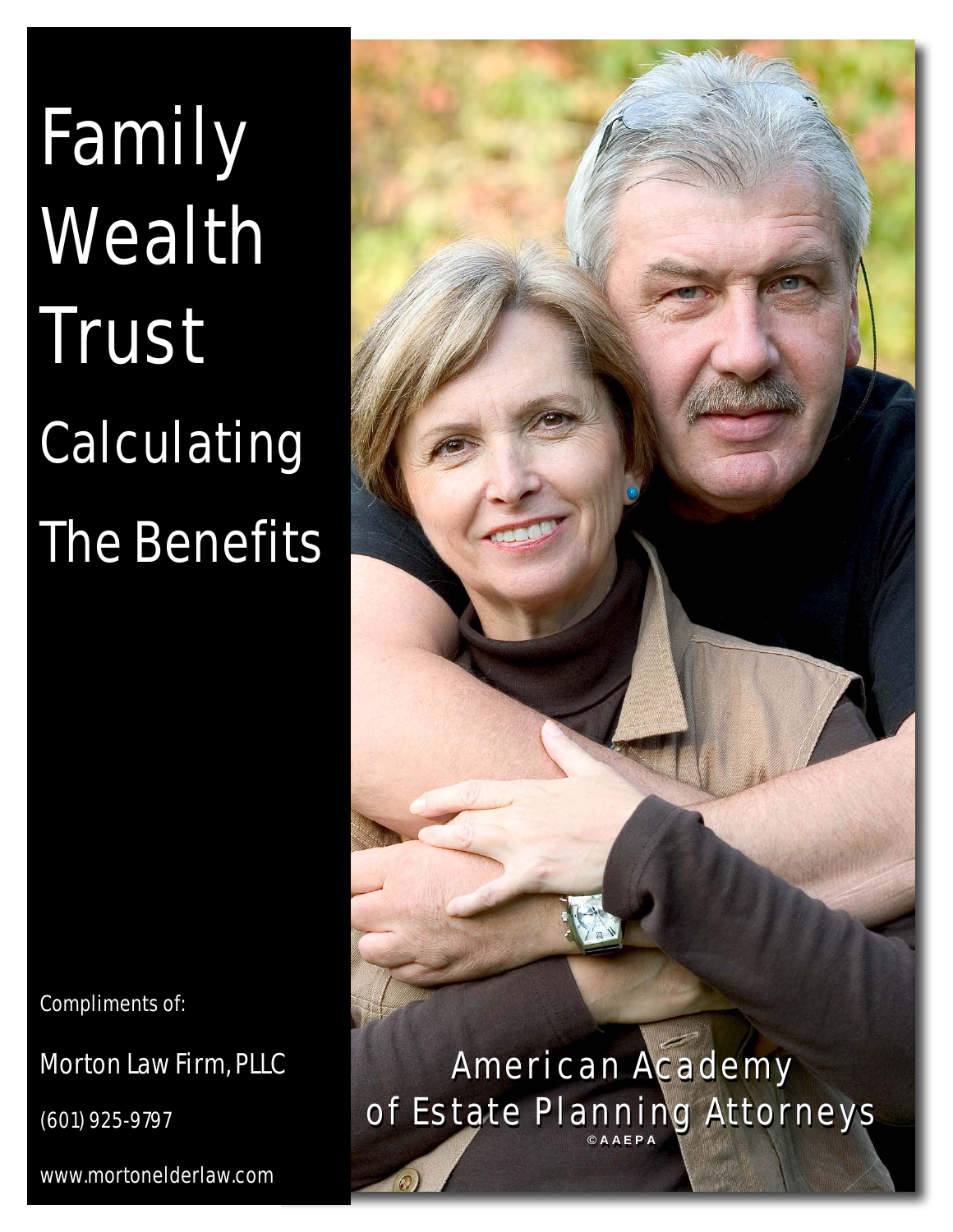# Family Wealth Trust

## Calculating The Benefits

Compliments of:

Morton Law Firm, PLLC

(601) 925-9797

www.mortonelderlaw.com

American Academy of Estate Planning Attorneys

© A A E P A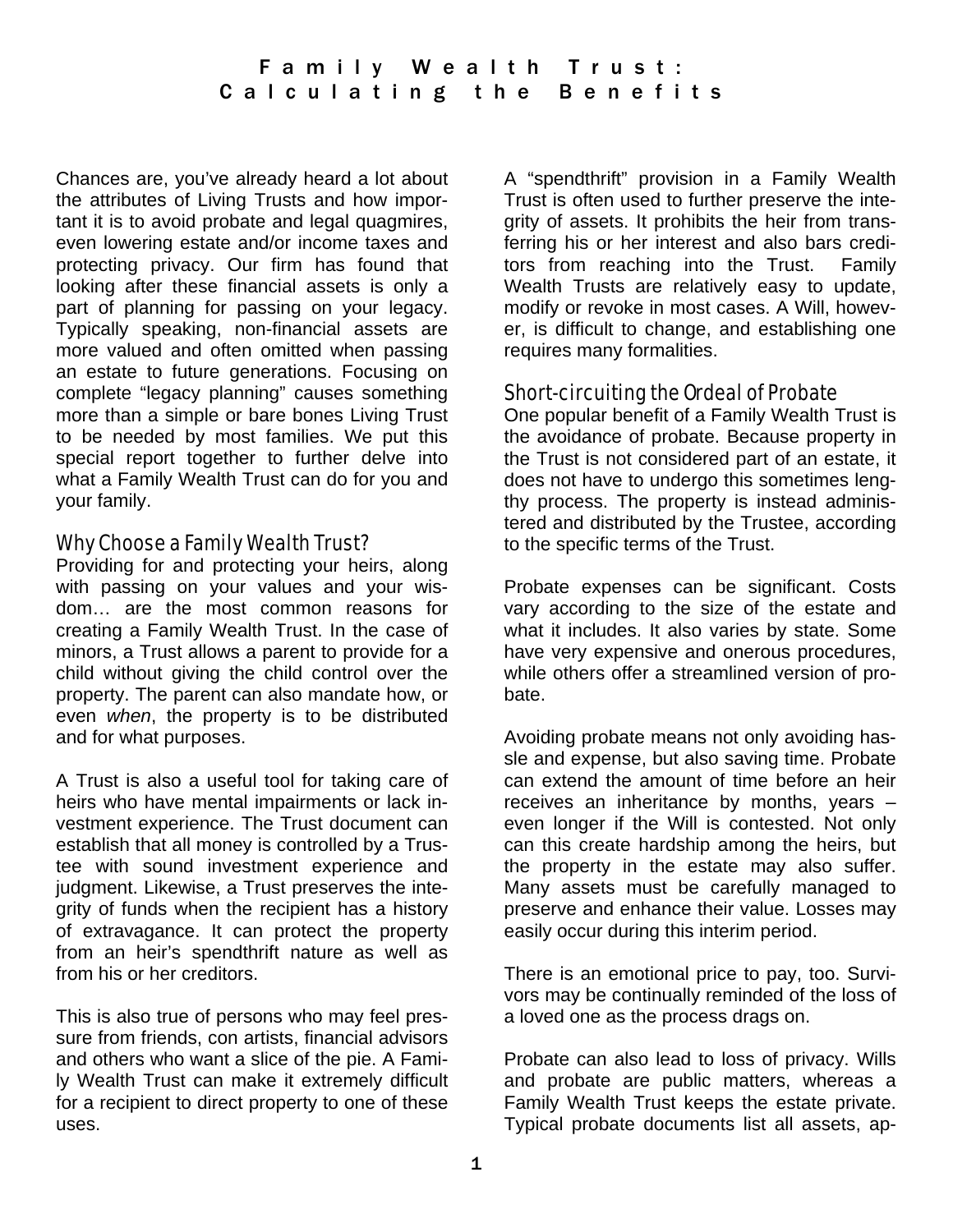# Family Wealth Trust: Calculating the Benefits

Chances are, you've already heard a lot about the attributes of Living Trusts and how important it is to avoid probate and legal quagmires, even lowering estate and/or income taxes and protecting privacy. Our firm has found that looking after these financial assets is only a part of planning for passing on your legacy. Typically speaking, non-financial assets are more valued and often omitted when passing an estate to future generations. Focusing on complete "legacy planning" causes something more than a simple or bare bones Living Trust to be needed by most families. We put this special report together to further delve into what a Family Wealth Trust can do for you and your family.

## Why Choose a Family Wealth Trust?

Providing for and protecting your heirs, along with passing on your values and your wisdom… are the most common reasons for creating a Family Wealth Trust. In the case of minors, a Trust allows a parent to provide for a child without giving the child control over the property. The parent can also mandate how, or even *when*, the property is to be distributed and for what purposes.

A Trust is also a useful tool for taking care of heirs who have mental impairments or lack investment experience. The Trust document can establish that all money is controlled by a Trustee with sound investment experience and judgment. Likewise, a Trust preserves the integrity of funds when the recipient has a history of extravagance. It can protect the property from an heir's spendthrift nature as well as from his or her creditors.

This is also true of persons who may feel pressure from friends, con artists, financial advisors and others who want a slice of the pie. A Family Wealth Trust can make it extremely difficult for a recipient to direct property to one of these uses.

A "spendthrift" provision in a Family Wealth Trust is often used to further preserve the integrity of assets. It prohibits the heir from transferring his or her interest and also bars creditors from reaching into the Trust. Family Wealth Trusts are relatively easy to update, modify or revoke in most cases. A Will, however, is difficult to change, and establishing one requires many formalities.

## Short-circuiting the Ordeal of Probate

One popular benefit of a Family Wealth Trust is the avoidance of probate. Because property in the Trust is not considered part of an estate, it does not have to undergo this sometimes lengthy process. The property is instead administered and distributed by the Trustee, according to the specific terms of the Trust.

Probate expenses can be significant. Costs vary according to the size of the estate and what it includes. It also varies by state. Some have very expensive and onerous procedures, while others offer a streamlined version of probate.

Avoiding probate means not only avoiding hassle and expense, but also saving time. Probate can extend the amount of time before an heir receives an inheritance by months, years – even longer if the Will is contested. Not only can this create hardship among the heirs, but the property in the estate may also suffer. Many assets must be carefully managed to preserve and enhance their value. Losses may easily occur during this interim period.

There is an emotional price to pay, too. Survivors may be continually reminded of the loss of a loved one as the process drags on.

Probate can also lead to loss of privacy. Wills and probate are public matters, whereas a Family Wealth Trust keeps the estate private. Typical probate documents list all assets, ap-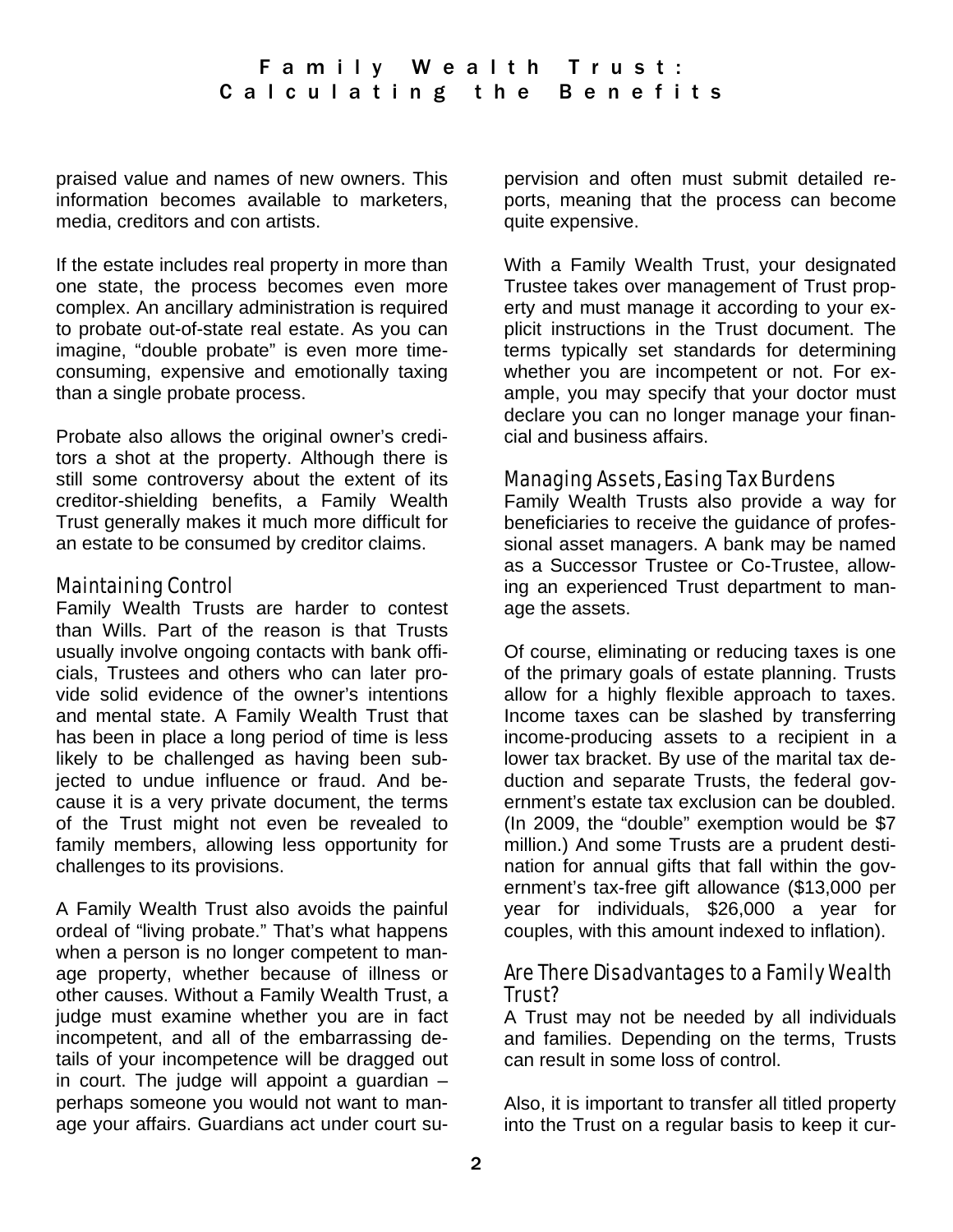praised value and names of new owners. This information becomes available to marketers, media, creditors and con artists.

If the estate includes real property in more than one state, the process becomes even more complex. An ancillary administration is required to probate out-of-state real estate. As you can imagine, "double probate" is even more time-consuming, expensive and emotionally taxing than a single probate process.

Probate also allows the original owner's creditors a shot at the property. Although there is still some controversy about the extent of its creditor-shielding benefits, a Family Wealth Trust generally makes it much more difficult for an estate to be consumed by creditor claims.

### Maintaining Control

Family Wealth Trusts are harder to contest than Wills. Part of the reason is that Trusts usually involve ongoing contacts with bank officials, Trustees and others who can later provide solid evidence of the owner's intentions and mental state. A Family Wealth Trust that has been in place a long period of time is less likely to be challenged as having been subjected to undue influence or fraud. And because it is a very private document, the terms of the Trust might not even be revealed to family members, allowing less opportunity for challenges to its provisions.

A Family Wealth Trust also avoids the painful ordeal of "living probate." That's what happens when a person is no longer competent to manage property, whether because of illness or other causes. Without a Family Wealth Trust, a judge must examine whether you are in fact incompetent, and all of the embarrassing details of your incompetence will be dragged out in court. The judge will appoint a guardian – perhaps someone you would not want to manage your affairs. Guardians act under court supervision and often must submit detailed reports, meaning that the process can become quite expensive.

With a Family Wealth Trust, your designated Trustee takes over management of Trust property and must manage it according to your explicit instructions in the Trust document. The terms typically set standards for determining whether you are incompetent or not. For example, you may specify that your doctor must declare you can no longer manage your financial and business affairs.

### Managing Assets, Easing Tax Burdens

Family Wealth Trusts also provide a way for beneficiaries to receive the guidance of professional asset managers. A bank may be named as a Successor Trustee or Co-Trustee, allowing an experienced Trust department to manage the assets.

Of course, eliminating or reducing taxes is one of the primary goals of estate planning. Trusts allow for a highly flexible approach to taxes. Income taxes can be slashed by transferring income-producing assets to a recipient in a lower tax bracket. By use of the marital tax deduction and separate Trusts, the federal government's estate tax exclusion can be doubled. (In 2009, the "double" exemption would be $7 million.) And some Trusts are a prudent destination for annual gifts that fall within the government's tax-free gift allowance ($13,000 per year for individuals, $26,000 a year for couples, with this amount indexed to inflation).

### Are There Disadvantages to a Family Wealth Trust?

A Trust may not be needed by all individuals and families. Depending on the terms, Trusts can result in some loss of control.

Also, it is important to transfer all titled property into the Trust on a regular basis to keep it cur-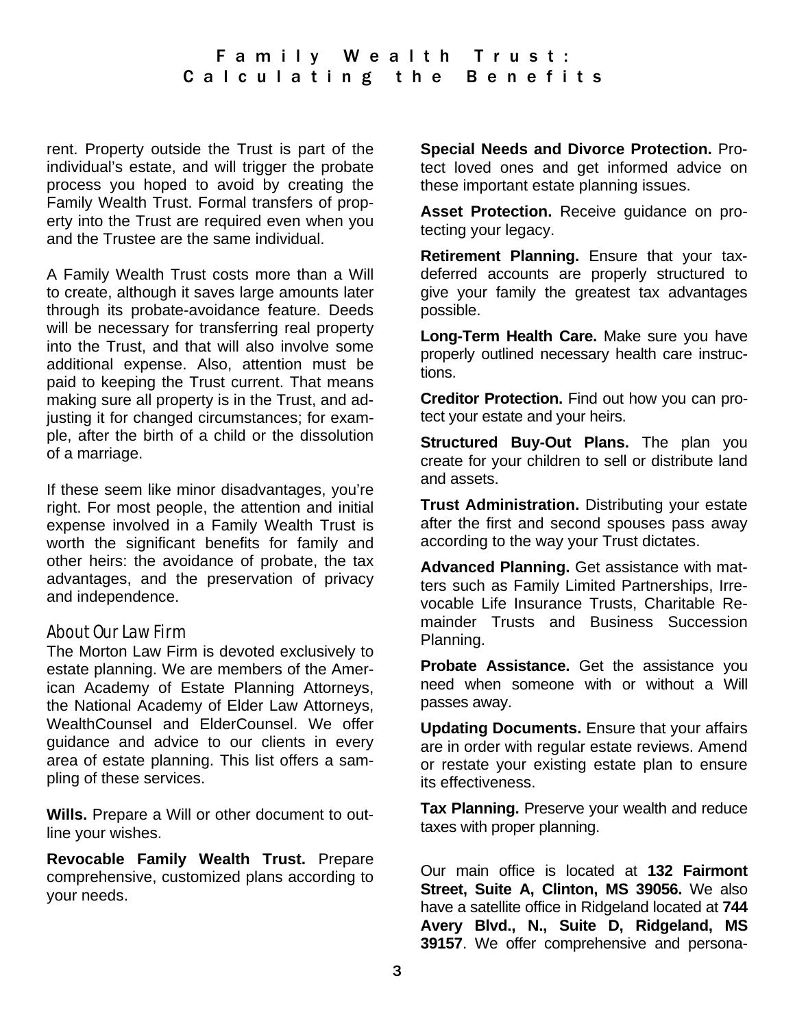rent. Property outside the Trust is part of the individual's estate, and will trigger the probate process you hoped to avoid by creating the Family Wealth Trust. Formal transfers of property into the Trust are required even when you and the Trustee are the same individual.

A Family Wealth Trust costs more than a Will to create, although it saves large amounts later through its probate-avoidance feature. Deeds will be necessary for transferring real property into the Trust, and that will also involve some additional expense. Also, attention must be paid to keeping the Trust current. That means making sure all property is in the Trust, and adjusting it for changed circumstances; for example, after the birth of a child or the dissolution of a marriage.

If these seem like minor disadvantages, you're right. For most people, the attention and initial expense involved in a Family Wealth Trust is worth the significant benefits for family and other heirs: the avoidance of probate, the tax advantages, and the preservation of privacy and independence.

## About Our Law Firm

The Morton Law Firm is devoted exclusively to estate planning. We are members of the American Academy of Estate Planning Attorneys, the National Academy of Elder Law Attorneys, WealthCounsel and ElderCounsel. We offer guidance and advice to our clients in every area of estate planning. This list offers a sampling of these services.

**Wills.** Prepare a Will or other document to outline your wishes.

**Revocable Family Wealth Trust.** Prepare comprehensive, customized plans according to your needs.

**Special Needs and Divorce Protection.** Protect loved ones and get informed advice on these important estate planning issues.

**Asset Protection.** Receive guidance on protecting your legacy.

**Retirement Planning.** Ensure that your tax-deferred accounts are properly structured to give your family the greatest tax advantages possible.

**Long-Term Health Care.** Make sure you have properly outlined necessary health care instructions.

**Creditor Protection.** Find out how you can protect your estate and your heirs.

**Structured Buy-Out Plans.** The plan you create for your children to sell or distribute land and assets.

**Trust Administration.** Distributing your estate after the first and second spouses pass away according to the way your Trust dictates.

**Advanced Planning.** Get assistance with matters such as Family Limited Partnerships, Irrevocable Life Insurance Trusts, Charitable Remainder Trusts and Business Succession Planning.

**Probate Assistance.** Get the assistance you need when someone with or without a Will passes away.

**Updating Documents.** Ensure that your affairs are in order with regular estate reviews. Amend or restate your existing estate plan to ensure its effectiveness.

**Tax Planning.** Preserve your wealth and reduce taxes with proper planning.

Our main office is located at **132 Fairmont Street, Suite A, Clinton, MS 39056.** We also have a satellite office in Ridgeland located at **744 Avery Blvd., N., Suite D, Ridgeland, MS 39157**. We offer comprehensive and persona-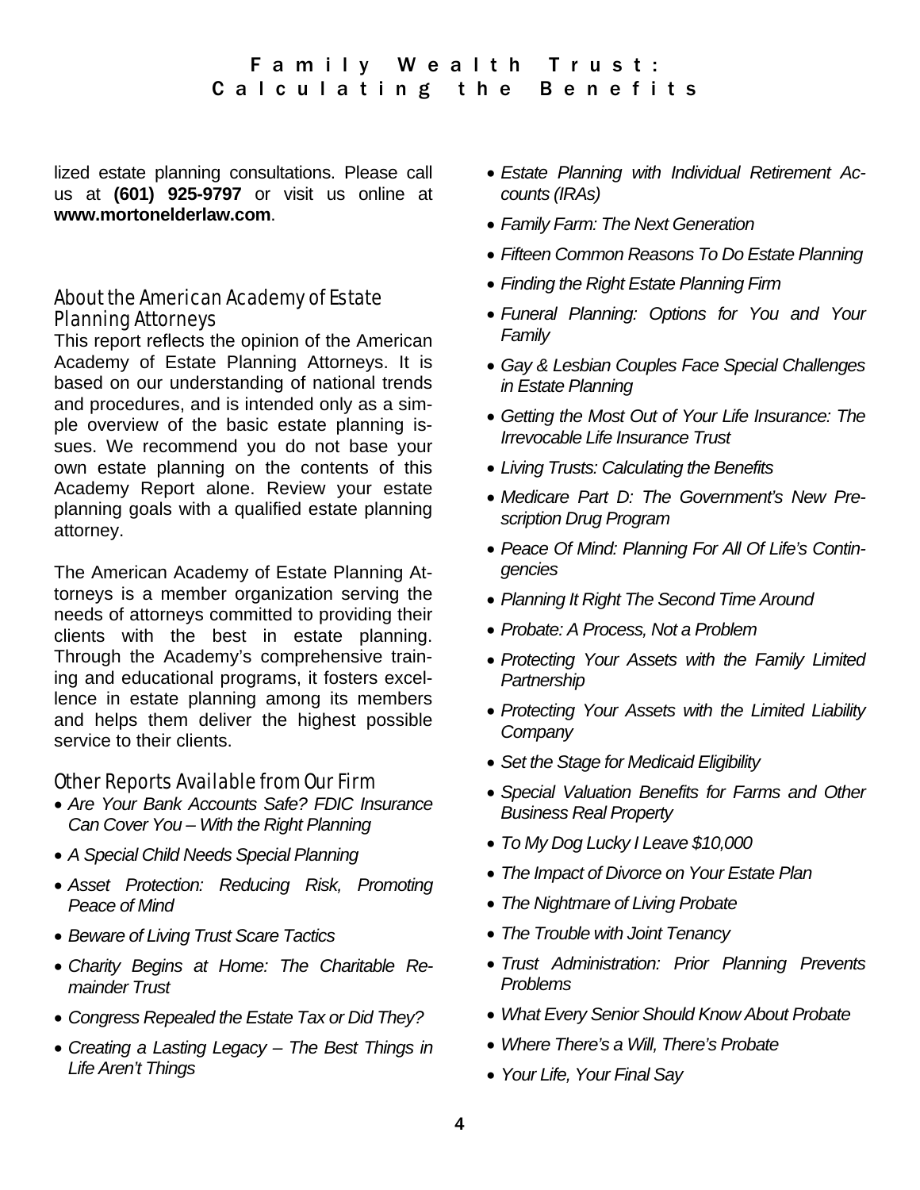lized estate planning consultations. Please call us at **(601) 925-9797** or visit us online at **www.mortonelderlaw.com**.

## About the American Academy of Estate Planning Attorneys

This report reflects the opinion of the American Academy of Estate Planning Attorneys. It is based on our understanding of national trends and procedures, and is intended only as a simple overview of the basic estate planning issues. We recommend you do not base your own estate planning on the contents of this Academy Report alone. Review your estate planning goals with a qualified estate planning attorney.

The American Academy of Estate Planning Attorneys is a member organization serving the needs of attorneys committed to providing their clients with the best in estate planning. Through the Academy's comprehensive training and educational programs, it fosters excellence in estate planning among its members and helps them deliver the highest possible service to their clients.

## Other Reports Available from Our Firm

- *Are Your Bank Accounts Safe? FDIC Insurance Can Cover You – With the Right Planning*
- *A Special Child Needs Special Planning*
- *Asset Protection: Reducing Risk, Promoting Peace of Mind*
- *Beware of Living Trust Scare Tactics*
- *Charity Begins at Home: The Charitable Remainder Trust*
- *Congress Repealed the Estate Tax or Did They?*
- *Creating a Lasting Legacy – The Best Things in Life Aren't Things*
- *Estate Planning with Individual Retirement Accounts (IRAs)*
- *Family Farm: The Next Generation*
- *Fifteen Common Reasons To Do Estate Planning*
- *Finding the Right Estate Planning Firm*
- *Funeral Planning: Options for You and Your Family*
- *Gay & Lesbian Couples Face Special Challenges in Estate Planning*
- *Getting the Most Out of Your Life Insurance: The Irrevocable Life Insurance Trust*
- *Living Trusts: Calculating the Benefits*
- *Medicare Part D: The Government's New Prescription Drug Program*
- *Peace Of Mind: Planning For All Of Life's Contingencies*
- *Planning It Right The Second Time Around*
- *Probate: A Process, Not a Problem*
- *Protecting Your Assets with the Family Limited Partnership*
- *Protecting Your Assets with the Limited Liability Company*
- *Set the Stage for Medicaid Eligibility*
- *Special Valuation Benefits for Farms and Other Business Real Property*
- *To My Dog Lucky I Leave $10,000*
- *The Impact of Divorce on Your Estate Plan*
- *The Nightmare of Living Probate*
- *The Trouble with Joint Tenancy*
- *Trust Administration: Prior Planning Prevents Problems*
- *What Every Senior Should Know About Probate*
- *Where There's a Will, There's Probate*
- *Your Life, Your Final Say*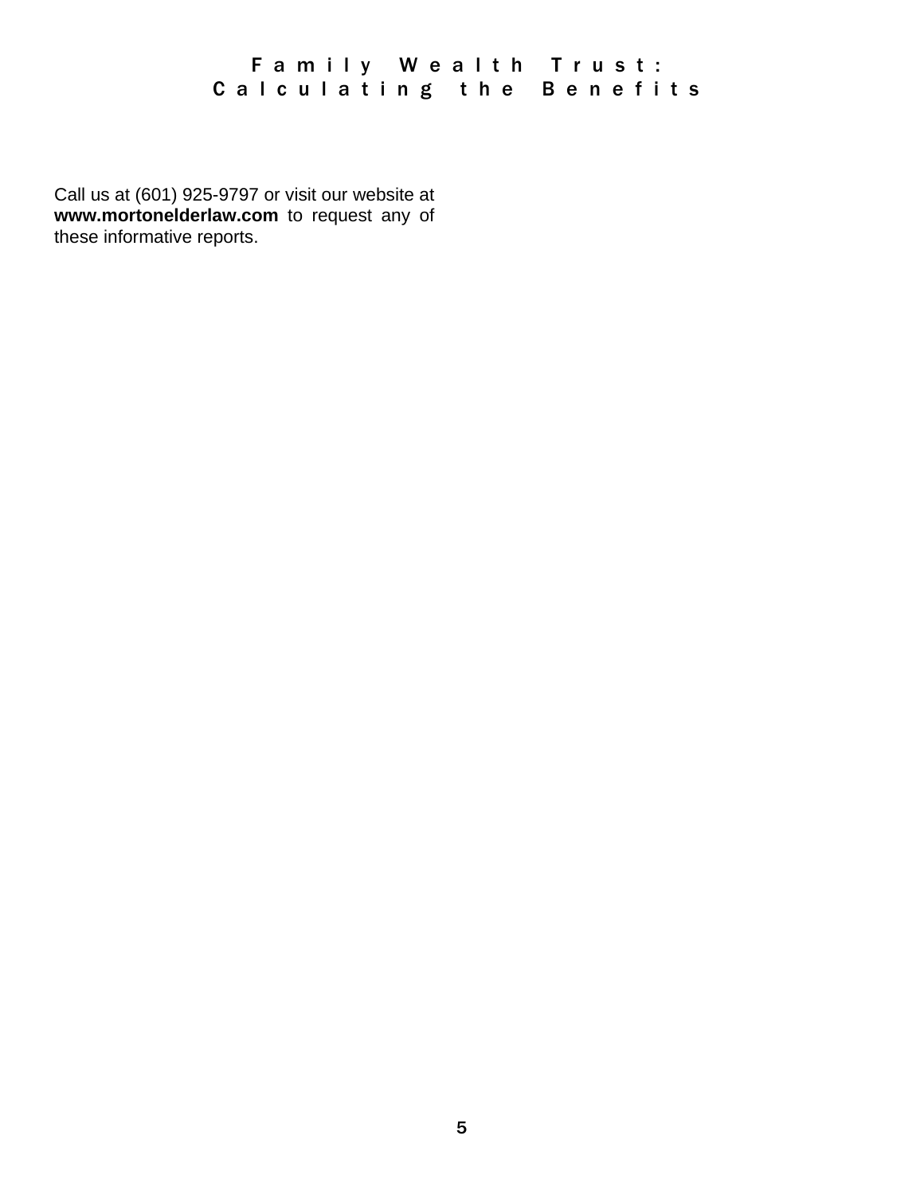Call us at (601) 925-9797 or visit our website at **www.mortonelderlaw.com** to request any of these informative reports.